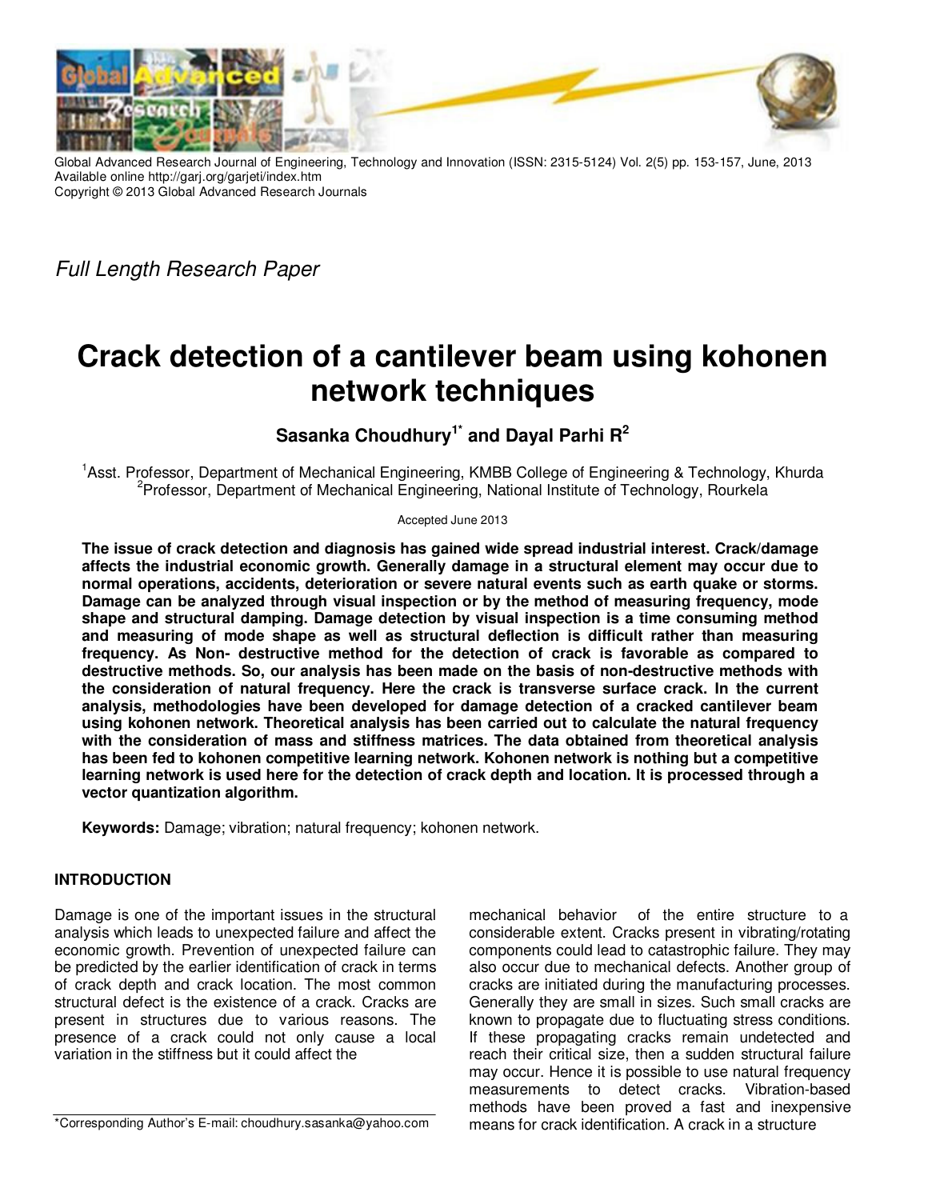Global Advanced Research Journal of Engineering, Technology and Innovation (ISSN: 2315-5124) Vol. 2(5) pp. 153-157, June, 2013
Available online http://garj.org/garjeti/index.htm
Copyright © 2013 Global Advanced Research Journals

*Full Length Research Paper*

# Crack detection of a cantilever beam using kohonen network techniques

**Sasanka Choudhury[1*] and Dayal Parhi R[2]**

[1]Asst. Professor, Department of Mechanical Engineering, KMBB College of Engineering & Technology, Khurda
[2]Professor, Department of Mechanical Engineering, National Institute of Technology, Rourkela

Accepted June 2013

**The issue of crack detection and diagnosis has gained wide spread industrial interest. Crack/damage affects the industrial economic growth. Generally damage in a structural element may occur due to normal operations, accidents, deterioration or severe natural events such as earth quake or storms. Damage can be analyzed through visual inspection or by the method of measuring frequency, mode shape and structural damping. Damage detection by visual inspection is a time consuming method and measuring of mode shape as well as structural deflection is difficult rather than measuring frequency. As Non- destructive method for the detection of crack is favorable as compared to destructive methods. So, our analysis has been made on the basis of non-destructive methods with the consideration of natural frequency. Here the crack is transverse surface crack. In the current analysis, methodologies have been developed for damage detection of a cracked cantilever beam using kohonen network. Theoretical analysis has been carried out to calculate the natural frequency with the consideration of mass and stiffness matrices. The data obtained from theoretical analysis has been fed to kohonen competitive learning network. Kohonen network is nothing but a competitive learning network is used here for the detection of crack depth and location. It is processed through a vector quantization algorithm.**

**Keywords:** Damage; vibration; natural frequency; kohonen network.

## INTRODUCTION

Damage is one of the important issues in the structural analysis which leads to unexpected failure and affect the economic growth. Prevention of unexpected failure can be predicted by the earlier identification of crack in terms of crack depth and crack location. The most common structural defect is the existence of a crack. Cracks are present in structures due to various reasons. The presence of a crack could not only cause a local variation in the stiffness but it could affect the mechanical behavior of the entire structure to a considerable extent. Cracks present in vibrating/rotating components could lead to catastrophic failure. They may also occur due to mechanical defects. Another group of cracks are initiated during the manufacturing processes. Generally they are small in sizes. Such small cracks are known to propagate due to fluctuating stress conditions. If these propagating cracks remain undetected and reach their critical size, then a sudden structural failure may occur. Hence it is possible to use natural frequency measurements to detect cracks. Vibration-based methods have been proved a fast and inexpensive means for crack identification. A crack in a structure

*Corresponding Author's E-mail: choudhury.sasanka@yahoo.com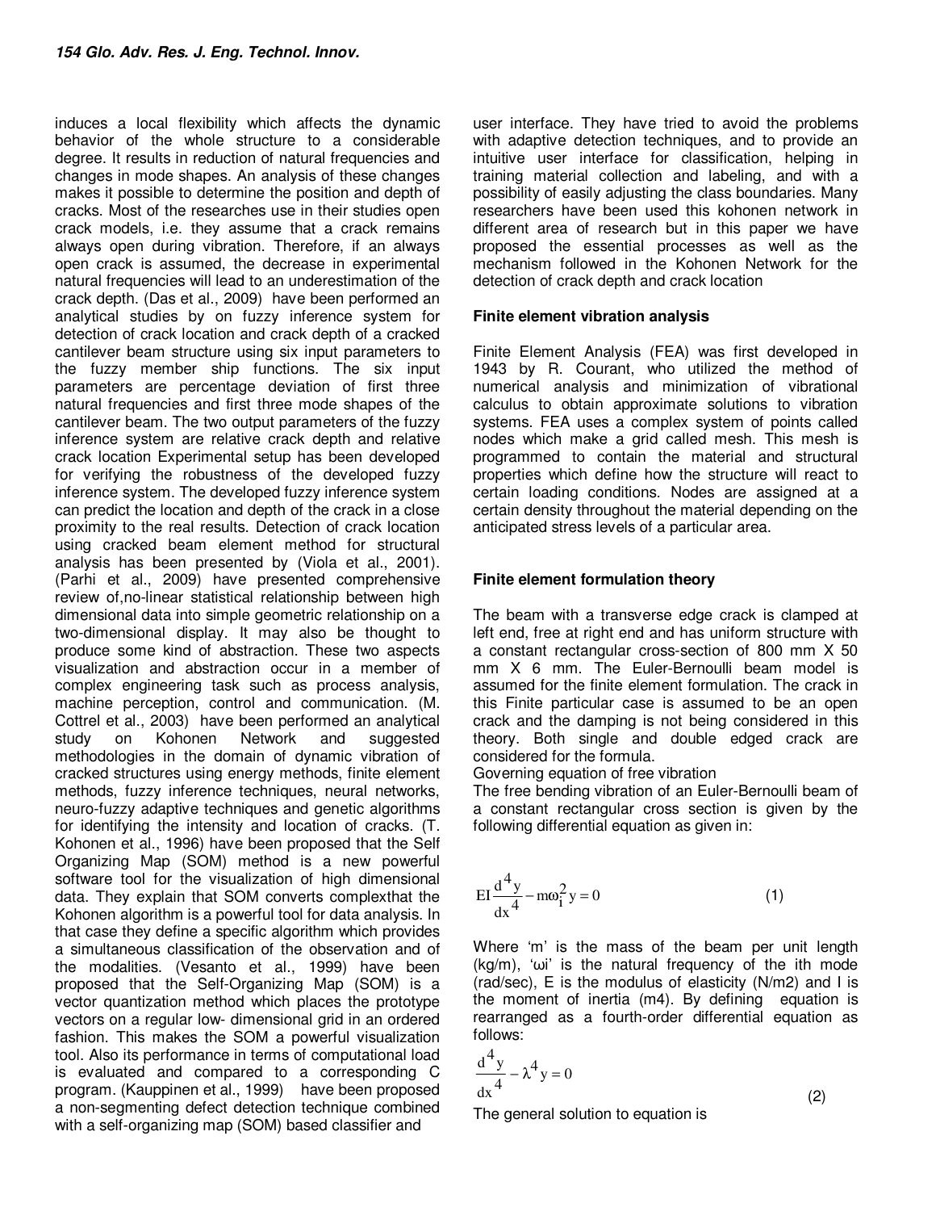induces a local flexibility which affects the dynamic behavior of the whole structure to a considerable degree. It results in reduction of natural frequencies and changes in mode shapes. An analysis of these changes makes it possible to determine the position and depth of cracks. Most of the researches use in their studies open crack models, i.e. they assume that a crack remains always open during vibration. Therefore, if an always open crack is assumed, the decrease in experimental natural frequencies will lead to an underestimation of the crack depth. (Das et al., 2009) have been performed an analytical studies by on fuzzy inference system for detection of crack location and crack depth of a cracked cantilever beam structure using six input parameters to the fuzzy member ship functions. The six input parameters are percentage deviation of first three natural frequencies and first three mode shapes of the cantilever beam. The two output parameters of the fuzzy inference system are relative crack depth and relative crack location Experimental setup has been developed for verifying the robustness of the developed fuzzy inference system. The developed fuzzy inference system can predict the location and depth of the crack in a close proximity to the real results. Detection of crack location using cracked beam element method for structural analysis has been presented by (Viola et al., 2001). (Parhi et al., 2009) have presented comprehensive review of,no-linear statistical relationship between high dimensional data into simple geometric relationship on a two-dimensional display. It may also be thought to produce some kind of abstraction. These two aspects visualization and abstraction occur in a member of complex engineering task such as process analysis, machine perception, control and communication. (M. Cottrel et al., 2003) have been performed an analytical study on Kohonen Network and suggested methodologies in the domain of dynamic vibration of cracked structures using energy methods, finite element methods, fuzzy inference techniques, neural networks, neuro-fuzzy adaptive techniques and genetic algorithms for identifying the intensity and location of cracks. (T. Kohonen et al., 1996) have been proposed that the Self Organizing Map (SOM) method is a new powerful software tool for the visualization of high dimensional data. They explain that SOM converts complexthat the Kohonen algorithm is a powerful tool for data analysis. In that case they define a specific algorithm which provides a simultaneous classification of the observation and of the modalities. (Vesanto et al., 1999) have been proposed that the Self-Organizing Map (SOM) is a vector quantization method which places the prototype vectors on a regular low- dimensional grid in an ordered fashion. This makes the SOM a powerful visualization tool. Also its performance in terms of computational load is evaluated and compared to a corresponding C program. (Kauppinen et al., 1999) have been proposed a non-segmenting defect detection technique combined with a self-organizing map (SOM) based classifier and user interface. They have tried to avoid the problems with adaptive detection techniques, and to provide an intuitive user interface for classification, helping in training material collection and labeling, and with a possibility of easily adjusting the class boundaries. Many researchers have been used this kohonen network in different area of research but in this paper we have proposed the essential processes as well as the mechanism followed in the Kohonen Network for the detection of crack depth and crack location

**Finite element vibration analysis**

Finite Element Analysis (FEA) was first developed in 1943 by R. Courant, who utilized the method of numerical analysis and minimization of vibrational calculus to obtain approximate solutions to vibration systems. FEA uses a complex system of points called nodes which make a grid called mesh. This mesh is programmed to contain the material and structural properties which define how the structure will react to certain loading conditions. Nodes are assigned at a certain density throughout the material depending on the anticipated stress levels of a particular area.

**Finite element formulation theory**

The beam with a transverse edge crack is clamped at left end, free at right end and has uniform structure with a constant rectangular cross-section of 800 mm X 50 mm X 6 mm. The Euler-Bernoulli beam model is assumed for the finite element formulation. The crack in this Finite particular case is assumed to be an open crack and the damping is not being considered in this theory. Both single and double edged crack are considered for the formula.

Governing equation of free vibration

The free bending vibration of an Euler-Bernoulli beam of a constant rectangular cross section is given by the following differential equation as given in:

$$EI\frac{d^4y}{dx^4} - m\omega_i^2 y = 0 \tag{1}$$

Where 'm' is the mass of the beam per unit length (kg/m), 'ωi' is the natural frequency of the ith mode (rad/sec), E is the modulus of elasticity (N/m2) and I is the moment of inertia (m4). By defining equation is rearranged as a fourth-order differential equation as follows:

$$\frac{d^4y}{dx^4} - \lambda^4 y = 0 \tag{2}$$

The general solution to equation is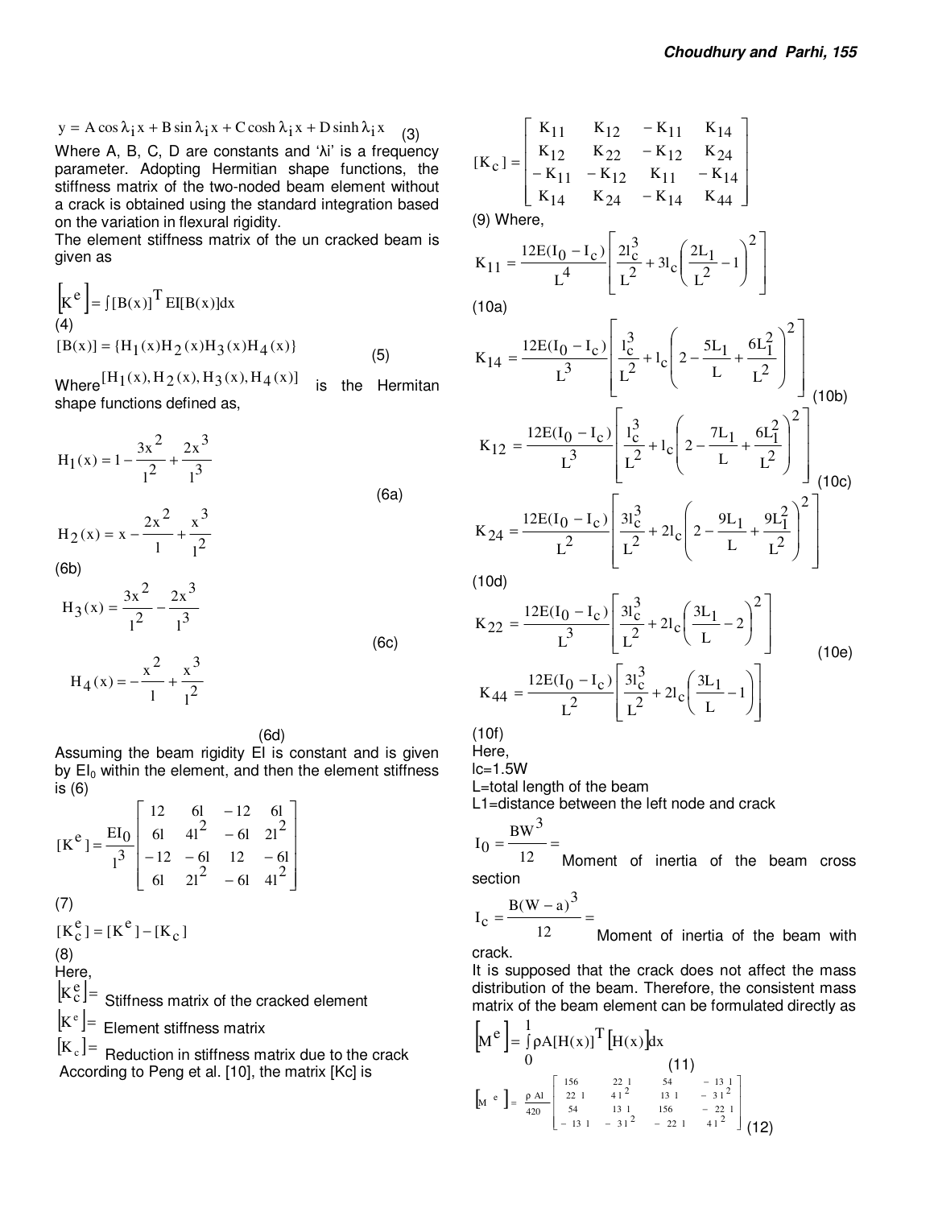$$y = A\cos\lambda_i x + B\sin\lambda_i x + C\cosh\lambda_i x + D\sinh\lambda_i x \quad (3)$$

Where A, B, C, D are constants and 'λi' is a frequency parameter. Adopting Hermitian shape functions, the stiffness matrix of the two-noded beam element without a crack is obtained using the standard integration based on the variation in flexural rigidity.

The element stiffness matrix of the un cracked beam is given as

$$\left[K^e\right] = \int [B(x)]^T EI[B(x)]dx$$

(4)

$$[B(x)] = \{H_1(x)H_2(x)H_3(x)H_4(x)\} \quad (5)$$

Where $[H_1(x), H_2(x), H_3(x), H_4(x)]$ is the Hermitan shape functions defined as,

$$H_1(x) = 1 - \frac{3x^2}{l^2} + \frac{2x^3}{l^3} \quad (6a)$$

$$H_2(x) = x - \frac{2x^2}{l} + \frac{x^3}{l^2}$$

(6b)

$$H_3(x) = \frac{3x^2}{l^2} - \frac{2x^3}{l^3} \quad (6c)$$

$$H_4(x) = -\frac{x^2}{l} + \frac{x^3}{l^2}$$

(6d)

Assuming the beam rigidity EI is constant and is given by $EI_0$ within the element, and then the element stiffness is (6)

$$[K^e] = \frac{EI_0}{l^3}\begin{bmatrix} 12 & 6l & -12 & 6l \\ 6l & 4l^2 & -6l & 2l^2 \\ -12 & -6l & 12 & -6l \\ 6l & 2l^2 & -6l & 4l^2 \end{bmatrix}$$

(7)

$$[K_c^e] = [K^e] - [K_c]$$

(8)

Here,

$\left[K_c^e\right]$ = Stiffness matrix of the cracked element

$\left[K^e\right]$ = Element stiffness matrix

$\left[K_c\right]$ = Reduction in stiffness matrix due to the crack

According to Peng et al. [10], the matrix [Kc] is

$$[K_c] = \begin{bmatrix} K_{11} & K_{12} & -K_{11} & K_{14} \\ K_{12} & K_{22} & -K_{12} & K_{24} \\ -K_{11} & -K_{12} & K_{11} & -K_{14} \\ K_{14} & K_{24} & -K_{14} & K_{44} \end{bmatrix}$$

(9) Where,

$$K_{11} = \frac{12E(I_0 - I_c)}{L^4}\left[\frac{2l_c^3}{L^2} + 3l_c\left(\frac{2L_1}{L^2} - 1\right)^2\right]$$

(10a)

$$K_{14} = \frac{12E(I_0 - I_c)}{L^3}\left[\frac{l_c^3}{L^2} + l_c\left(2 - \frac{5L_1}{L} + \frac{6L_1^2}{L^2}\right)^2\right] \quad (10b)$$

$$K_{12} = \frac{12E(I_0 - I_c)}{L^3}\left[\frac{l_c^3}{L^2} + l_c\left(2 - \frac{7L_1}{L} + \frac{6L_1^2}{L^2}\right)^2\right] \quad (10c)$$

$$K_{24} = \frac{12E(I_0 - I_c)}{L^2}\left[\frac{3l_c^3}{L^2} + 2l_c\left(2 - \frac{9L_1}{L} + \frac{9L_1^2}{L^2}\right)^2\right]$$

(10d)

$$K_{22} = \frac{12E(I_0 - I_c)}{L^3}\left[\frac{3l_c^3}{L^2} + 2l_c\left(\frac{3L_1}{L} - 2\right)^2\right] \quad (10e)$$

$$K_{44} = \frac{12E(I_0 - I_c)}{L^2}\left[\frac{3l_c^3}{L^2} + 2l_c\left(\frac{3L_1}{L} - 1\right)\right]$$

(10f)

Here,

lc=1.5W

L=total length of the beam

L1=distance between the left node and crack

$I_0 = \frac{BW^3}{12} =$ Moment of inertia of the beam cross section

$I_c = \frac{B(W-a)^3}{12} =$ Moment of inertia of the beam with crack.

It is supposed that the crack does not affect the mass distribution of the beam. Therefore, the consistent mass matrix of the beam element can be formulated directly as

$$\left[M^e\right] = \int_0^1 \rho A[H(x)]^T\left[H(x)\right]dx \quad (11)$$

$$\left[M^e\right] = \frac{\rho Al}{420}\begin{bmatrix} 156 & 22l & 54 & -13l \\ 22l & 4l^2 & 13l & -3l^2 \\ 54 & 13l & 156 & -22l \\ -13l & -3l^2 & -22l & 4l^2 \end{bmatrix} \quad (12)$$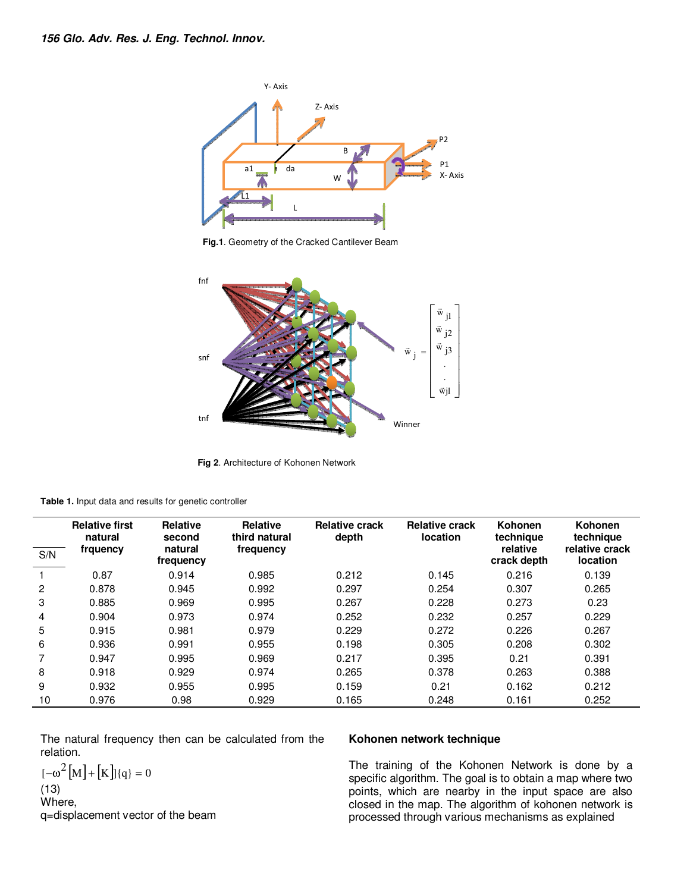Fig.1. Geometry of the Cracked Cantilever Beam

Fig 2. Architecture of Kohonen Network

**Table 1.** Input data and results for genetic controller

| S/N | Relative first natural frquency | Relative second natural frequency | Relative third natural frequency | Relative crack depth | Relative crack location | Kohonen technique relative crack depth | Kohonen technique relative crack location |
|---|---|---|---|---|---|---|---|
| 1 | 0.87 | 0.914 | 0.985 | 0.212 | 0.145 | 0.216 | 0.139 |
| 2 | 0.878 | 0.945 | 0.992 | 0.297 | 0.254 | 0.307 | 0.265 |
| 3 | 0.885 | 0.969 | 0.995 | 0.267 | 0.228 | 0.273 | 0.23 |
| 4 | 0.904 | 0.973 | 0.974 | 0.252 | 0.232 | 0.257 | 0.229 |
| 5 | 0.915 | 0.981 | 0.979 | 0.229 | 0.272 | 0.226 | 0.267 |
| 6 | 0.936 | 0.991 | 0.955 | 0.198 | 0.305 | 0.208 | 0.302 |
| 7 | 0.947 | 0.995 | 0.969 | 0.217 | 0.395 | 0.21 | 0.391 |
| 8 | 0.918 | 0.929 | 0.974 | 0.265 | 0.378 | 0.263 | 0.388 |
| 9 | 0.932 | 0.955 | 0.995 | 0.159 | 0.21 | 0.162 | 0.212 |
| 10 | 0.976 | 0.98 | 0.929 | 0.165 | 0.248 | 0.161 | 0.252 |

The natural frequency then can be calculated from the relation.

$$[-\omega^2[M]+[K]]\{q\}=0$$

(13)

Where,

q=displacement vector of the beam

**Kohonen network technique**

The training of the Kohonen Network is done by a specific algorithm. The goal is to obtain a map where two points, which are nearby in the input space are also closed in the map. The algorithm of kohonen network is processed through various mechanisms as explained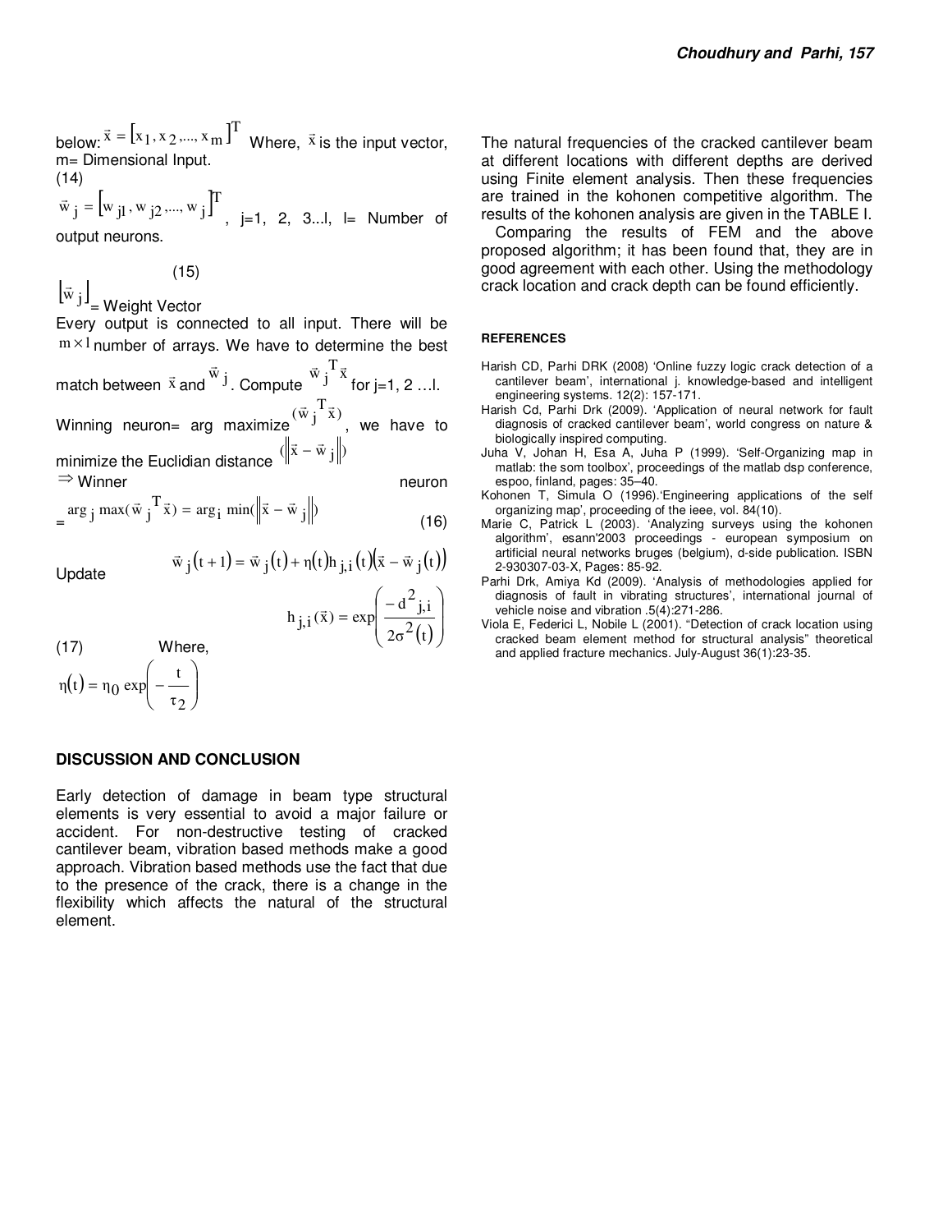below: $\vec{x} = [x_1, x_2, ..., x_m]^T$ Where, $\vec{x}$ is the input vector, m= Dimensional Input.

(14)

$\vec{w}_j = [w_{j1}, w_{j2}, ..., w_j]^T$ , j=1, 2, 3...l, l= Number of output neurons.

(15)

$[\vec{w}_j]$ = Weight Vector

Every output is connected to all input. There will be $m \times l$ number of arrays. We have to determine the best match between $\vec{x}$ and $\vec{w}_j$. Compute $\vec{w}_j^T \vec{x}$ for j=1, 2 …l.

Winning neuron= arg maximize $(\vec{w}_j^T \vec{x})$, we have to minimize the Euclidian distance $(\|\vec{x} - \vec{w}_j\|)$

$\Rightarrow$ Winner neuron

$$= \arg_j \max(\vec{w}_j^T \vec{x}) = \arg_i \min(\|\vec{x} - \vec{w}_j\|) \qquad (16)$$

Update

$$\vec{w}_j(t+1) = \vec{w}_j(t) + \eta(t) h_{j,i}(t)(\vec{x} - \vec{w}_j(t))$$

$$h_{j,i}(\vec{x}) = \exp\left(\frac{-d^2_{j,i}}{2\sigma^2(t)}\right)$$

(17) Where,

$$\eta(t) = \eta_0 \exp\left(-\frac{t}{\tau_2}\right)$$

## DISCUSSION AND CONCLUSION

Early detection of damage in beam type structural elements is very essential to avoid a major failure or accident. For non-destructive testing of cracked cantilever beam, vibration based methods make a good approach. Vibration based methods use the fact that due to the presence of the crack, there is a change in the flexibility which affects the natural of the structural element.

The natural frequencies of the cracked cantilever beam at different locations with different depths are derived using Finite element analysis. Then these frequencies are trained in the kohonen competitive algorithm. The results of the kohonen analysis are given in the TABLE I.

Comparing the results of FEM and the above proposed algorithm; it has been found that, they are in good agreement with each other. Using the methodology crack location and crack depth can be found efficiently.

## REFERENCES

Harish CD, Parhi DRK (2008) 'Online fuzzy logic crack detection of a cantilever beam', international j. knowledge-based and intelligent engineering systems. 12(2): 157-171.

Harish Cd, Parhi Drk (2009). 'Application of neural network for fault diagnosis of cracked cantilever beam', world congress on nature & biologically inspired computing.

Juha V, Johan H, Esa A, Juha P (1999). 'Self-Organizing map in matlab: the som toolbox', proceedings of the matlab dsp conference, espoo, finland, pages: 35–40.

Kohonen T, Simula O (1996).'Engineering applications of the self organizing map', proceeding of the ieee, vol. 84(10).

Marie C, Patrick L (2003). 'Analyzing surveys using the kohonen algorithm', esann'2003 proceedings - european symposium on artificial neural networks bruges (belgium), d-side publication. ISBN 2-930307-03-X, Pages: 85-92.

Parhi Drk, Amiya Kd (2009). 'Analysis of methodologies applied for diagnosis of fault in vibrating structures', international journal of vehicle noise and vibration .5(4):271-286.

Viola E, Federici L, Nobile L (2001). "Detection of crack location using cracked beam element method for structural analysis" theoretical and applied fracture mechanics. July-August 36(1):23-35.